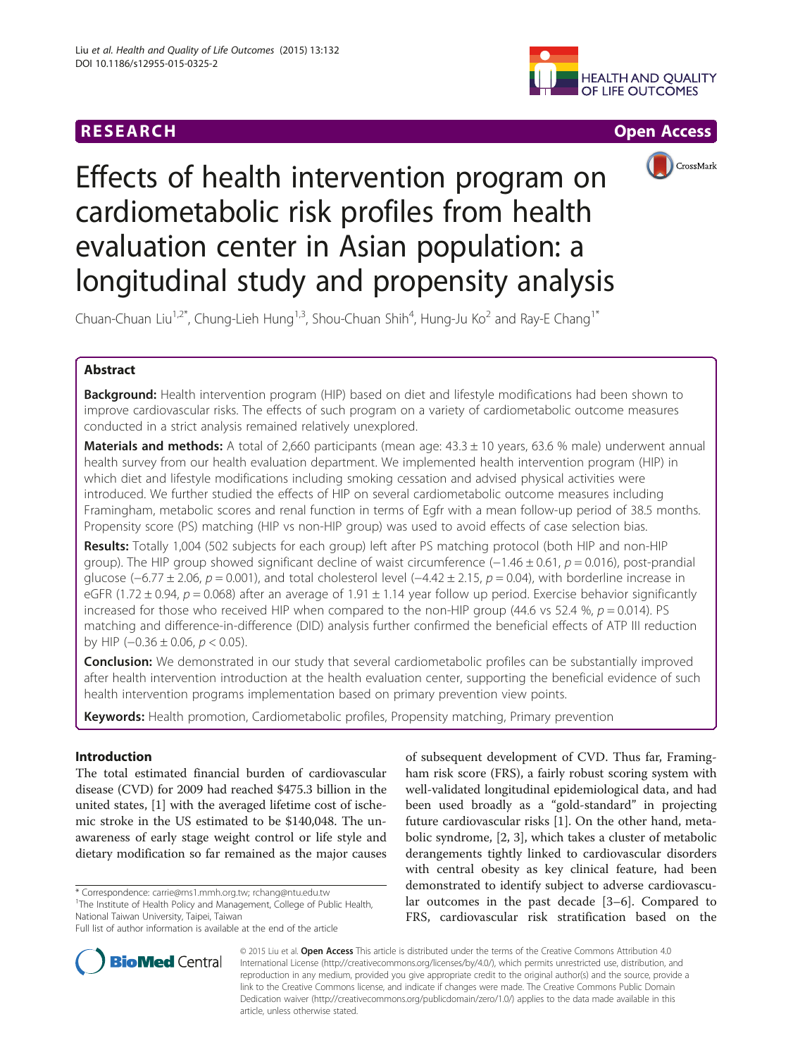RESEARCH Open Access

# Effects of health intervention program on cardiometabolic risk profiles from health evaluation center in Asian population: a longitudinal study and propensity analysis

Chuan-Chuan Liu[1,2*], Chung-Lieh Hung[1,3], Shou-Chuan Shih[4], Hung-Ju Ko[2] and Ray-E Chang[1*]

## Abstract

**Background:** Health intervention program (HIP) based on diet and lifestyle modifications had been shown to improve cardiovascular risks. The effects of such program on a variety of cardiometabolic outcome measures conducted in a strict analysis remained relatively unexplored.

**Materials and methods:** A total of 2,660 participants (mean age: 43.3 ± 10 years, 63.6 % male) underwent annual health survey from our health evaluation department. We implemented health intervention program (HIP) in which diet and lifestyle modifications including smoking cessation and advised physical activities were introduced. We further studied the effects of HIP on several cardiometabolic outcome measures including Framingham, metabolic scores and renal function in terms of Egfr with a mean follow-up period of 38.5 months. Propensity score (PS) matching (HIP vs non-HIP group) was used to avoid effects of case selection bias.

**Results:** Totally 1,004 (502 subjects for each group) left after PS matching protocol (both HIP and non-HIP group). The HIP group showed significant decline of waist circumference (−1.46 ± 0.61, $p = 0.016$), post-prandial glucose (−6.77 ± 2.06, $p = 0.001$), and total cholesterol level (−4.42 ± 2.15, $p = 0.04$), with borderline increase in eGFR (1.72 ± 0.94, $p = 0.068$) after an average of 1.91 ± 1.14 year follow up period. Exercise behavior significantly increased for those who received HIP when compared to the non-HIP group (44.6 vs 52.4 %, $p = 0.014$). PS matching and difference-in-difference (DID) analysis further confirmed the beneficial effects of ATP III reduction by HIP (−0.36 ± 0.06, $p < 0.05$).

**Conclusion:** We demonstrated in our study that several cardiometabolic profiles can be substantially improved after health intervention introduction at the health evaluation center, supporting the beneficial evidence of such health intervention programs implementation based on primary prevention view points.

**Keywords:** Health promotion, Cardiometabolic profiles, Propensity matching, Primary prevention

## Introduction

The total estimated financial burden of cardiovascular disease (CVD) for 2009 had reached \$475.3 billion in the united states, [1] with the averaged lifetime cost of ischemic stroke in the US estimated to be \$140,048. The unawareness of early stage weight control or life style and dietary modification so far remained as the major causes of subsequent development of CVD. Thus far, Framingham risk score (FRS), a fairly robust scoring system with well-validated longitudinal epidemiological data, and had been used broadly as a "gold-standard" in projecting future cardiovascular risks [1]. On the other hand, metabolic syndrome, [2, 3], which takes a cluster of metabolic derangements tightly linked to cardiovascular disorders with central obesity as key clinical feature, had been demonstrated to identify subject to adverse cardiovascular outcomes in the past decade [3–6]. Compared to FRS, cardiovascular risk stratification based on the

\* Correspondence: carrie@ms1.mmh.org.tw; rchang@ntu.edu.tw
[1]The Institute of Health Policy and Management, College of Public Health, National Taiwan University, Taipei, Taiwan
Full list of author information is available at the end of the article

© 2015 Liu et al. **Open Access** This article is distributed under the terms of the Creative Commons Attribution 4.0 International License (http://creativecommons.org/licenses/by/4.0/), which permits unrestricted use, distribution, and reproduction in any medium, provided you give appropriate credit to the original author(s) and the source, provide a link to the Creative Commons license, and indicate if changes were made. The Creative Commons Public Domain Dedication waiver (http://creativecommons.org/publicdomain/zero/1.0/) applies to the data made available in this article, unless otherwise stated.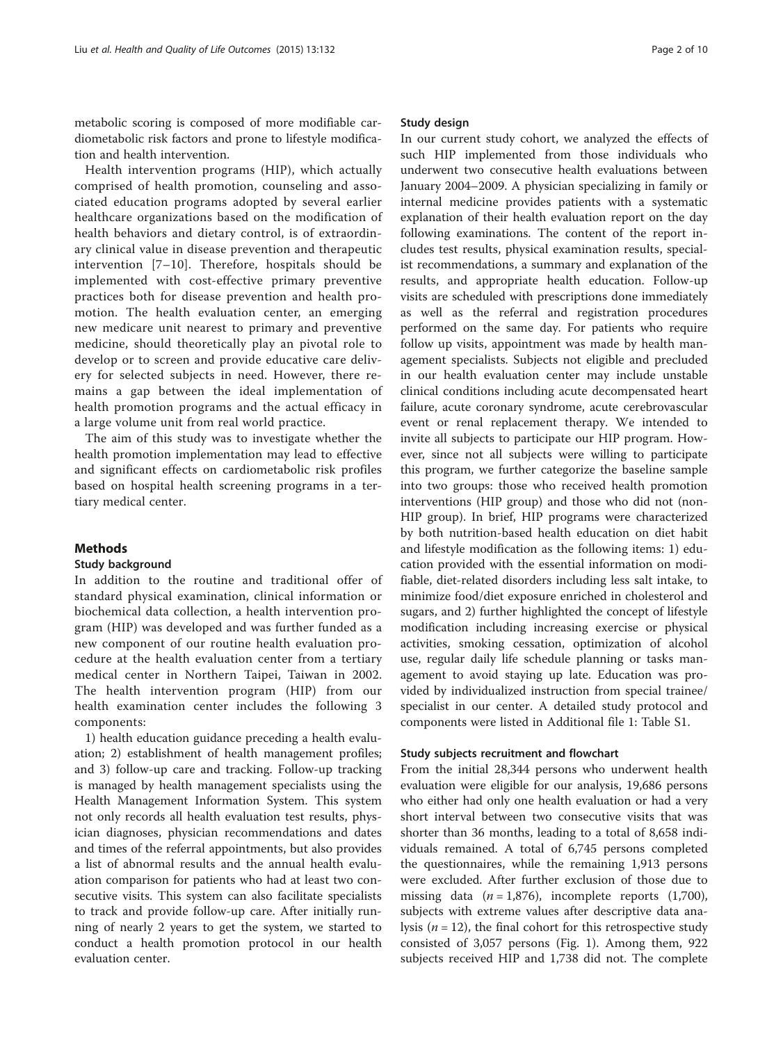metabolic scoring is composed of more modifiable cardiometabolic risk factors and prone to lifestyle modification and health intervention.

Health intervention programs (HIP), which actually comprised of health promotion, counseling and associated education programs adopted by several earlier healthcare organizations based on the modification of health behaviors and dietary control, is of extraordinary clinical value in disease prevention and therapeutic intervention [7–10]. Therefore, hospitals should be implemented with cost-effective primary preventive practices both for disease prevention and health promotion. The health evaluation center, an emerging new medicare unit nearest to primary and preventive medicine, should theoretically play an pivotal role to develop or to screen and provide educative care delivery for selected subjects in need. However, there remains a gap between the ideal implementation of health promotion programs and the actual efficacy in a large volume unit from real world practice.

The aim of this study was to investigate whether the health promotion implementation may lead to effective and significant effects on cardiometabolic risk profiles based on hospital health screening programs in a tertiary medical center.

## Methods

### Study background

In addition to the routine and traditional offer of standard physical examination, clinical information or biochemical data collection, a health intervention program (HIP) was developed and was further funded as a new component of our routine health evaluation procedure at the health evaluation center from a tertiary medical center in Northern Taipei, Taiwan in 2002. The health intervention program (HIP) from our health examination center includes the following 3 components:

1) health education guidance preceding a health evaluation; 2) establishment of health management profiles; and 3) follow-up care and tracking. Follow-up tracking is managed by health management specialists using the Health Management Information System. This system not only records all health evaluation test results, physician diagnoses, physician recommendations and dates and times of the referral appointments, but also provides a list of abnormal results and the annual health evaluation comparison for patients who had at least two consecutive visits. This system can also facilitate specialists to track and provide follow-up care. After initially running of nearly 2 years to get the system, we started to conduct a health promotion protocol in our health evaluation center.

### Study design

In our current study cohort, we analyzed the effects of such HIP implemented from those individuals who underwent two consecutive health evaluations between January 2004–2009. A physician specializing in family or internal medicine provides patients with a systematic explanation of their health evaluation report on the day following examinations. The content of the report includes test results, physical examination results, specialist recommendations, a summary and explanation of the results, and appropriate health education. Follow-up visits are scheduled with prescriptions done immediately as well as the referral and registration procedures performed on the same day. For patients who require follow up visits, appointment was made by health management specialists. Subjects not eligible and precluded in our health evaluation center may include unstable clinical conditions including acute decompensated heart failure, acute coronary syndrome, acute cerebrovascular event or renal replacement therapy. We intended to invite all subjects to participate our HIP program. However, since not all subjects were willing to participate this program, we further categorize the baseline sample into two groups: those who received health promotion interventions (HIP group) and those who did not (non-HIP group). In brief, HIP programs were characterized by both nutrition-based health education on diet habit and lifestyle modification as the following items: 1) education provided with the essential information on modifiable, diet-related disorders including less salt intake, to minimize food/diet exposure enriched in cholesterol and sugars, and 2) further highlighted the concept of lifestyle modification including increasing exercise or physical activities, smoking cessation, optimization of alcohol use, regular daily life schedule planning or tasks management to avoid staying up late. Education was provided by individualized instruction from special trainee/specialist in our center. A detailed study protocol and components were listed in Additional file 1: Table S1.

### Study subjects recruitment and flowchart

From the initial 28,344 persons who underwent health evaluation were eligible for our analysis, 19,686 persons who either had only one health evaluation or had a very short interval between two consecutive visits that was shorter than 36 months, leading to a total of 8,658 individuals remained. A total of 6,745 persons completed the questionnaires, while the remaining 1,913 persons were excluded. After further exclusion of those due to missing data ($n = 1,876$), incomplete reports (1,700), subjects with extreme values after descriptive data analysis ($n = 12$), the final cohort for this retrospective study consisted of 3,057 persons (Fig. 1). Among them, 922 subjects received HIP and 1,738 did not. The complete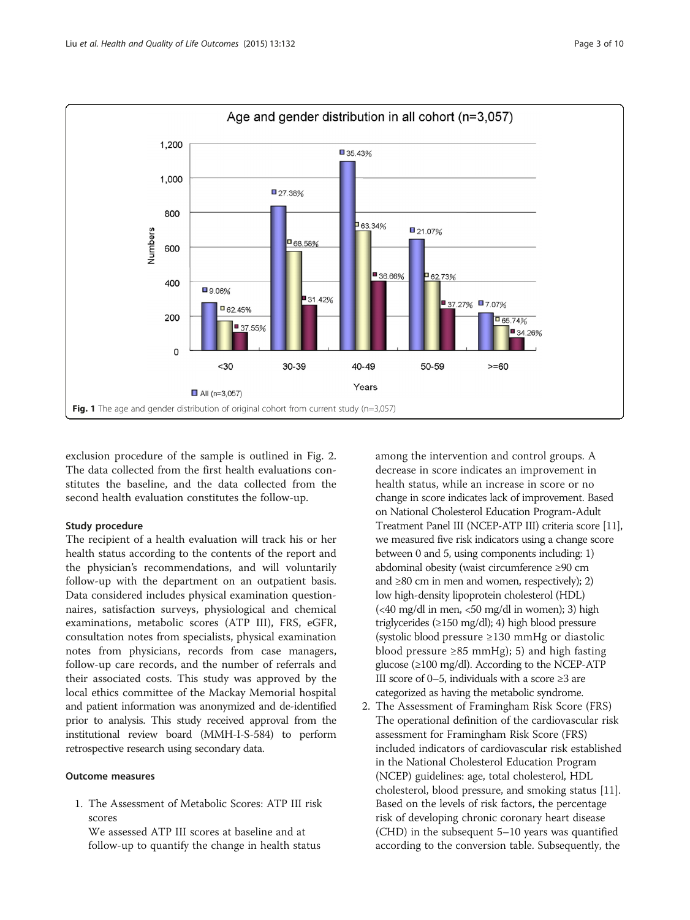**Fig. 1** The age and gender distribution of original cohort from current study (n=3,057)

exclusion procedure of the sample is outlined in Fig. 2. The data collected from the first health evaluations constitutes the baseline, and the data collected from the second health evaluation constitutes the follow-up.

### Study procedure

The recipient of a health evaluation will track his or her health status according to the contents of the report and the physician's recommendations, and will voluntarily follow-up with the department on an outpatient basis. Data considered includes physical examination questionnaires, satisfaction surveys, physiological and chemical examinations, metabolic scores (ATP III), FRS, eGFR, consultation notes from specialists, physical examination notes from physicians, records from case managers, follow-up care records, and the number of referrals and their associated costs. This study was approved by the local ethics committee of the Mackay Memorial hospital and patient information was anonymized and de-identified prior to analysis. This study received approval from the institutional review board (MMH-I-S-584) to perform retrospective research using secondary data.

### Outcome measures

1. The Assessment of Metabolic Scores: ATP III risk scores
   We assessed ATP III scores at baseline and at follow-up to quantify the change in health status among the intervention and control groups. A decrease in score indicates an improvement in health status, while an increase in score or no change in score indicates lack of improvement. Based on National Cholesterol Education Program-Adult Treatment Panel III (NCEP-ATP III) criteria score [11], we measured five risk indicators using a change score between 0 and 5, using components including: 1) abdominal obesity (waist circumference ≥90 cm and ≥80 cm in men and women, respectively); 2) low high-density lipoprotein cholesterol (HDL) (<40 mg/dl in men, <50 mg/dl in women); 3) high triglycerides (≥150 mg/dl); 4) high blood pressure (systolic blood pressure ≥130 mmHg or diastolic blood pressure ≥85 mmHg); 5) and high fasting glucose (≥100 mg/dl). According to the NCEP-ATP III score of 0–5, individuals with a score ≥3 are categorized as having the metabolic syndrome.
2. The Assessment of Framingham Risk Score (FRS)
   The operational definition of the cardiovascular risk assessment for Framingham Risk Score (FRS) included indicators of cardiovascular risk established in the National Cholesterol Education Program (NCEP) guidelines: age, total cholesterol, HDL cholesterol, blood pressure, and smoking status [11]. Based on the levels of risk factors, the percentage risk of developing chronic coronary heart disease (CHD) in the subsequent 5–10 years was quantified according to the conversion table. Subsequently, the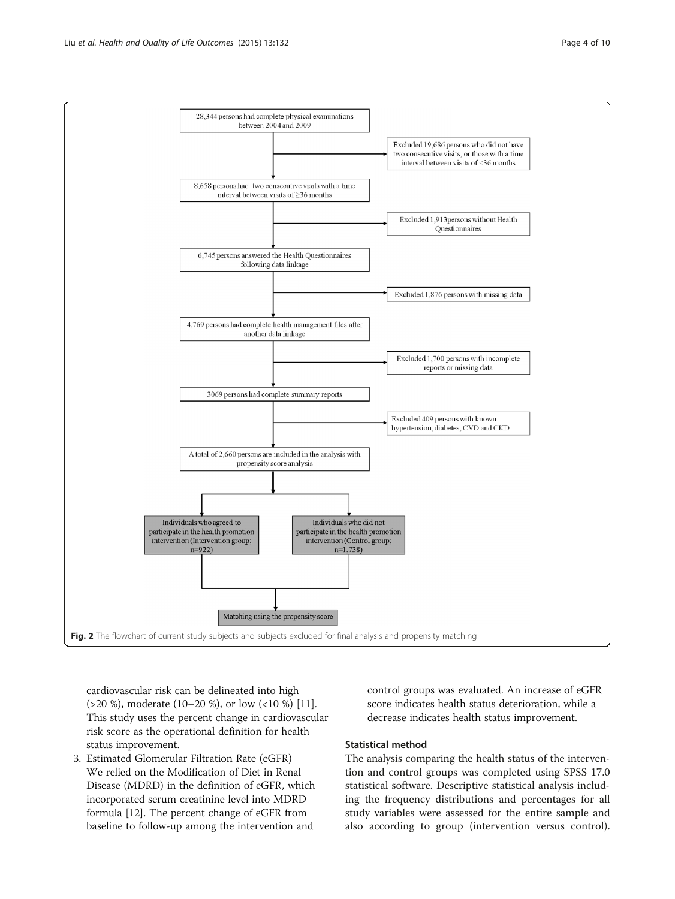28,344 persons had complete physical examinations between 2004 and 2009

→ Excluded 19,686 persons who did not have two consecutive visits, or those with a time interval between visits of <36 months

8,658 persons had two consecutive visits with a time interval between visits of ≥36 months

→ Excluded 1,913persons without Health Questionnaires

6,745 persons answered the Health Questionnaires following data linkage

→ Excluded 1,876 persons with missing data

4,769 persons had complete health management files after another data linkage

→ Excluded 1,700 persons with incomplete reports or missing data

3069 persons had complete summary reports

→ Excluded 409 persons with known hypertension, diabetes, CVD and CKD

A total of 2,660 persons are included in the analysis with propensity score analysis

Individuals who agreed to participate in the health promotion intervention (Intervention group; n=922) | Individuals who did not participate in the health promotion intervention (Control group; n=1,738)

Matching using the propensity score

**Fig. 2** The flowchart of current study subjects and subjects excluded for final analysis and propensity matching

cardiovascular risk can be delineated into high (>20 %), moderate (10–20 %), or low (<10 %) [11]. This study uses the percent change in cardiovascular risk score as the operational definition for health status improvement.

3. Estimated Glomerular Filtration Rate (eGFR)
   We relied on the Modification of Diet in Renal Disease (MDRD) in the definition of eGFR, which incorporated serum creatinine level into MDRD formula [12]. The percent change of eGFR from baseline to follow-up among the intervention and control groups was evaluated. An increase of eGFR score indicates health status deterioration, while a decrease indicates health status improvement.

### Statistical method

The analysis comparing the health status of the intervention and control groups was completed using SPSS 17.0 statistical software. Descriptive statistical analysis including the frequency distributions and percentages for all study variables were assessed for the entire sample and also according to group (intervention versus control).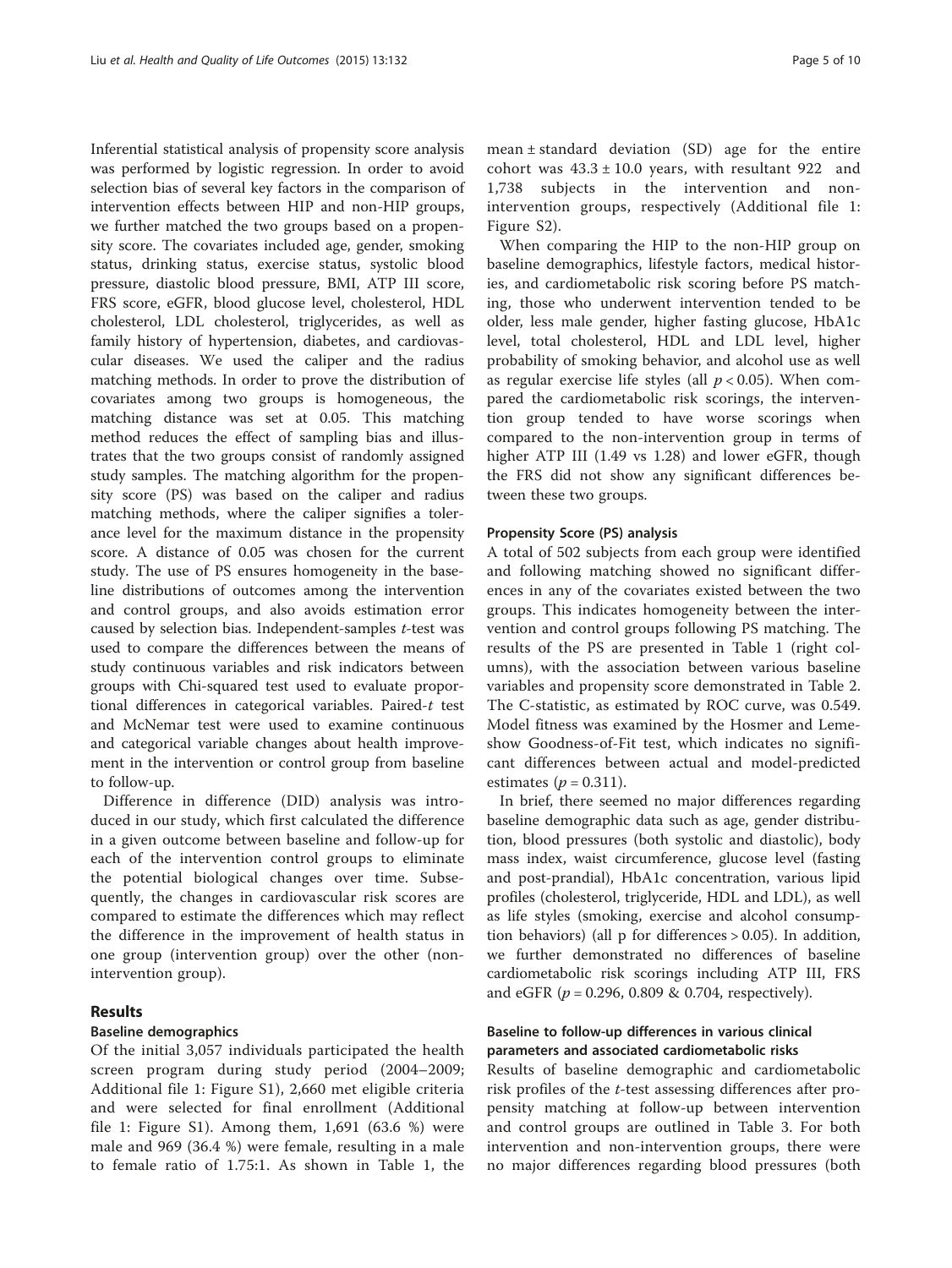Inferential statistical analysis of propensity score analysis was performed by logistic regression. In order to avoid selection bias of several key factors in the comparison of intervention effects between HIP and non-HIP groups, we further matched the two groups based on a propensity score. The covariates included age, gender, smoking status, drinking status, exercise status, systolic blood pressure, diastolic blood pressure, BMI, ATP III score, FRS score, eGFR, blood glucose level, cholesterol, HDL cholesterol, LDL cholesterol, triglycerides, as well as family history of hypertension, diabetes, and cardiovascular diseases. We used the caliper and the radius matching methods. In order to prove the distribution of covariates among two groups is homogeneous, the matching distance was set at 0.05. This matching method reduces the effect of sampling bias and illustrates that the two groups consist of randomly assigned study samples. The matching algorithm for the propensity score (PS) was based on the caliper and radius matching methods, where the caliper signifies a tolerance level for the maximum distance in the propensity score. A distance of 0.05 was chosen for the current study. The use of PS ensures homogeneity in the baseline distributions of outcomes among the intervention and control groups, and also avoids estimation error caused by selection bias. Independent-samples *t*-test was used to compare the differences between the means of study continuous variables and risk indicators between groups with Chi-squared test used to evaluate proportional differences in categorical variables. Paired-*t* test and McNemar test were used to examine continuous and categorical variable changes about health improvement in the intervention or control group from baseline to follow-up.

Difference in difference (DID) analysis was introduced in our study, which first calculated the difference in a given outcome between baseline and follow-up for each of the intervention control groups to eliminate the potential biological changes over time. Subsequently, the changes in cardiovascular risk scores are compared to estimate the differences which may reflect the difference in the improvement of health status in one group (intervention group) over the other (non-intervention group).

## Results

### Baseline demographics

Of the initial 3,057 individuals participated the health screen program during study period (2004–2009; Additional file 1: Figure S1), 2,660 met eligible criteria and were selected for final enrollment (Additional file 1: Figure S1). Among them, 1,691 (63.6 %) were male and 969 (36.4 %) were female, resulting in a male to female ratio of 1.75:1. As shown in Table 1, the mean ± standard deviation (SD) age for the entire cohort was 43.3 ± 10.0 years, with resultant 922 and 1,738 subjects in the intervention and non-intervention groups, respectively (Additional file 1: Figure S2).

When comparing the HIP to the non-HIP group on baseline demographics, lifestyle factors, medical histories, and cardiometabolic risk scoring before PS matching, those who underwent intervention tended to be older, less male gender, higher fasting glucose, HbA1c level, total cholesterol, HDL and LDL level, higher probability of smoking behavior, and alcohol use as well as regular exercise life styles (all $p < 0.05$). When compared the cardiometabolic risk scorings, the intervention group tended to have worse scorings when compared to the non-intervention group in terms of higher ATP III (1.49 vs 1.28) and lower eGFR, though the FRS did not show any significant differences between these two groups.

### Propensity Score (PS) analysis

A total of 502 subjects from each group were identified and following matching showed no significant differences in any of the covariates existed between the two groups. This indicates homogeneity between the intervention and control groups following PS matching. The results of the PS are presented in Table 1 (right columns), with the association between various baseline variables and propensity score demonstrated in Table 2. The C-statistic, as estimated by ROC curve, was 0.549. Model fitness was examined by the Hosmer and Lemeshow Goodness-of-Fit test, which indicates no significant differences between actual and model-predicted estimates ($p = 0.311$).

In brief, there seemed no major differences regarding baseline demographic data such as age, gender distribution, blood pressures (both systolic and diastolic), body mass index, waist circumference, glucose level (fasting and post-prandial), HbA1c concentration, various lipid profiles (cholesterol, triglyceride, HDL and LDL), as well as life styles (smoking, exercise and alcohol consumption behaviors) (all p for differences > 0.05). In addition, we further demonstrated no differences of baseline cardiometabolic risk scorings including ATP III, FRS and eGFR ($p = 0.296$, 0.809 & 0.704, respectively).

### Baseline to follow-up differences in various clinical parameters and associated cardiometabolic risks

Results of baseline demographic and cardiometabolic risk profiles of the *t*-test assessing differences after propensity matching at follow-up between intervention and control groups are outlined in Table 3. For both intervention and non-intervention groups, there were no major differences regarding blood pressures (both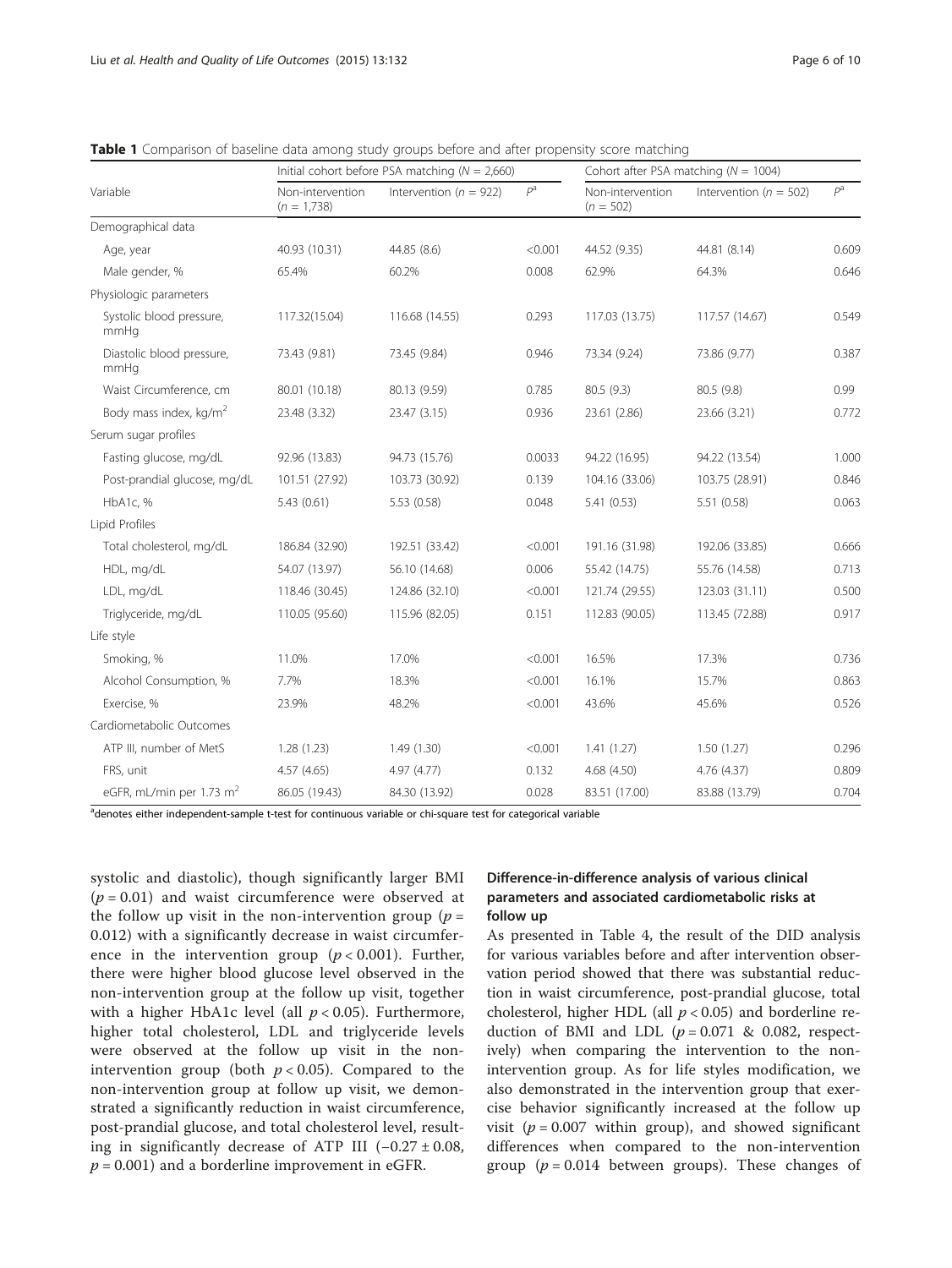**Table 1** Comparison of baseline data among study groups before and after propensity score matching

| Variable | Initial cohort before PSA matching ($N$ = 2,660) | | | Cohort after PSA matching ($N$ = 1004) | | |
|---|---|---|---|---|---|---|
| | Non-intervention ($n$ = 1,738) | Intervention ($n$ = 922) | $P$[a] | Non-intervention ($n$ = 502) | Intervention ($n$ = 502) | $P$[a] |
| Demographical data | | | | | | |
| Age, year | 40.93 (10.31) | 44.85 (8.6) | <0.001 | 44.52 (9.35) | 44.81 (8.14) | 0.609 |
| Male gender, % | 65.4% | 60.2% | 0.008 | 62.9% | 64.3% | 0.646 |
| Physiologic parameters | | | | | | |
| Systolic blood pressure, mmHg | 117.32(15.04) | 116.68 (14.55) | 0.293 | 117.03 (13.75) | 117.57 (14.67) | 0.549 |
| Diastolic blood pressure, mmHg | 73.43 (9.81) | 73.45 (9.84) | 0.946 | 73.34 (9.24) | 73.86 (9.77) | 0.387 |
| Waist Circumference, cm | 80.01 (10.18) | 80.13 (9.59) | 0.785 | 80.5 (9.3) | 80.5 (9.8) | 0.99 |
| Body mass index, kg/m$^2$ | 23.48 (3.32) | 23.47 (3.15) | 0.936 | 23.61 (2.86) | 23.66 (3.21) | 0.772 |
| Serum sugar profiles | | | | | | |
| Fasting glucose, mg/dL | 92.96 (13.83) | 94.73 (15.76) | 0.0033 | 94.22 (16.95) | 94.22 (13.54) | 1.000 |
| Post-prandial glucose, mg/dL | 101.51 (27.92) | 103.73 (30.92) | 0.139 | 104.16 (33.06) | 103.75 (28.91) | 0.846 |
| HbA1c, % | 5.43 (0.61) | 5.53 (0.58) | 0.048 | 5.41 (0.53) | 5.51 (0.58) | 0.063 |
| Lipid Profiles | | | | | | |
| Total cholesterol, mg/dL | 186.84 (32.90) | 192.51 (33.42) | <0.001 | 191.16 (31.98) | 192.06 (33.85) | 0.666 |
| HDL, mg/dL | 54.07 (13.97) | 56.10 (14.68) | 0.006 | 55.42 (14.75) | 55.76 (14.58) | 0.713 |
| LDL, mg/dL | 118.46 (30.45) | 124.86 (32.10) | <0.001 | 121.74 (29.55) | 123.03 (31.11) | 0.500 |
| Triglyceride, mg/dL | 110.05 (95.60) | 115.96 (82.05) | 0.151 | 112.83 (90.05) | 113.45 (72.88) | 0.917 |
| Life style | | | | | | |
| Smoking, % | 11.0% | 17.0% | <0.001 | 16.5% | 17.3% | 0.736 |
| Alcohol Consumption, % | 7.7% | 18.3% | <0.001 | 16.1% | 15.7% | 0.863 |
| Exercise, % | 23.9% | 48.2% | <0.001 | 43.6% | 45.6% | 0.526 |
| Cardiometabolic Outcomes | | | | | | |
| ATP III, number of MetS | 1.28 (1.23) | 1.49 (1.30) | <0.001 | 1.41 (1.27) | 1.50 (1.27) | 0.296 |
| FRS, unit | 4.57 (4.65) | 4.97 (4.77) | 0.132 | 4.68 (4.50) | 4.76 (4.37) | 0.809 |
| eGFR, mL/min per 1.73 m$^2$ | 86.05 (19.43) | 84.30 (13.92) | 0.028 | 83.51 (17.00) | 83.88 (13.79) | 0.704 |

[a]denotes either independent-sample t-test for continuous variable or chi-square test for categorical variable

systolic and diastolic), though significantly larger BMI ($p = 0.01$) and waist circumference were observed at the follow up visit in the non-intervention group ($p = 0.012$) with a significantly decrease in waist circumference in the intervention group ($p < 0.001$). Further, there were higher blood glucose level observed in the non-intervention group at the follow up visit, together with a higher HbA1c level (all $p < 0.05$). Furthermore, higher total cholesterol, LDL and triglyceride levels were observed at the follow up visit in the non-intervention group (both $p < 0.05$). Compared to the non-intervention group at follow up visit, we demonstrated a significantly reduction in waist circumference, post-prandial glucose, and total cholesterol level, resulting in significantly decrease of ATP III ($-0.27 \pm 0.08$, $p = 0.001$) and a borderline improvement in eGFR.

### Difference-in-difference analysis of various clinical parameters and associated cardiometabolic risks at follow up

As presented in Table 4, the result of the DID analysis for various variables before and after intervention observation period showed that there was substantial reduction in waist circumference, post-prandial glucose, total cholesterol, higher HDL (all $p < 0.05$) and borderline reduction of BMI and LDL ($p = 0.071$ & $0.082$, respectively) when comparing the intervention to the non-intervention group. As for life styles modification, we also demonstrated in the intervention group that exercise behavior significantly increased at the follow up visit ($p = 0.007$ within group), and showed significant differences when compared to the non-intervention group ($p = 0.014$ between groups). These changes of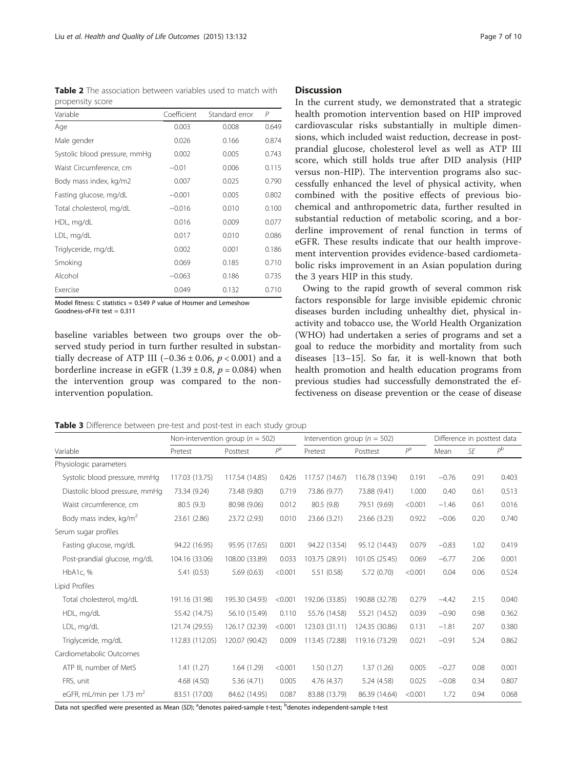**Table 2** The association between variables used to match with propensity score

| Variable | Coefficient | Standard error | P |
|---|---|---|---|
| Age | 0.003 | 0.008 | 0.649 |
| Male gender | 0.026 | 0.166 | 0.874 |
| Systolic blood pressure, mmHg | 0.002 | 0.005 | 0.743 |
| Waist Circumference, cm | −0.01 | 0.006 | 0.115 |
| Body mass index, kg/m2 | 0.007 | 0.025 | 0.790 |
| Fasting glucose, mg/dL | −0.001 | 0.005 | 0.802 |
| Total cholesterol, mg/dL | −0.016 | 0.010 | 0.100 |
| HDL, mg/dL | 0.016 | 0.009 | 0.077 |
| LDL, mg/dL | 0.017 | 0.010 | 0.086 |
| Triglyceride, mg/dL | 0.002 | 0.001 | 0.186 |
| Smoking | 0.069 | 0.185 | 0.710 |
| Alcohol | −0.063 | 0.186 | 0.735 |
| Exercise | 0.049 | 0.132 | 0.710 |

Model fitness: C statistics = 0.549 *P* value of Hosmer and Lemeshow Goodness-of-Fit test = 0.311

baseline variables between two groups over the observed study period in turn further resulted in substantially decrease of ATP III ($-0.36 \pm 0.06$, $p < 0.001$) and a borderline increase in eGFR ($1.39 \pm 0.8$, $p = 0.084$) when the intervention group was compared to the non-intervention population.

## Discussion

In the current study, we demonstrated that a strategic health promotion intervention based on HIP improved cardiovascular risks substantially in multiple dimensions, which included waist reduction, decrease in post-prandial glucose, cholesterol level as well as ATP III score, which still holds true after DID analysis (HIP versus non-HIP). The intervention programs also successfully enhanced the level of physical activity, when combined with the positive effects of previous biochemical and anthropometric data, further resulted in substantial reduction of metabolic scoring, and a borderline improvement of renal function in terms of eGFR. These results indicate that our health improvement intervention provides evidence-based cardiometabolic risks improvement in an Asian population during the 3 years HIP in this study.

Owing to the rapid growth of several common risk factors responsible for large invisible epidemic chronic diseases burden including unhealthy diet, physical inactivity and tobacco use, the World Health Organization (WHO) had undertaken a series of programs and set a goal to reduce the morbidity and mortality from such diseases [13–15]. So far, it is well-known that both health promotion and health education programs from previous studies had successfully demonstrated the effectiveness on disease prevention or the cease of disease

**Table 3** Difference between pre-test and post-test in each study group

| Variable | Non-intervention group ($n$ = 502) | | | Intervention group ($n$ = 502) | | | Difference in posttest data | | |
|---|---|---|---|---|---|---|---|---|---|
| | Pretest | Posttest | $P^a$ | Pretest | Posttest | $P^a$ | Mean | SE | $P^b$ |
| Physiologic parameters | | | | | | | | | |
| Systolic blood pressure, mmHg | 117.03 (13.75) | 117.54 (14.85) | 0.426 | 117.57 (14.67) | 116.78 (13.94) | 0.191 | −0.76 | 0.91 | 0.403 |
| Diastolic blood pressure, mmHg | 73.34 (9.24) | 73.48 (9.80) | 0.719 | 73.86 (9.77) | 73.88 (9.41) | 1.000 | 0.40 | 0.61 | 0.513 |
| Waist circumference, cm | 80.5 (9.3) | 80.98 (9.06) | 0.012 | 80.5 (9.8) | 79.51 (9.69) | <0.001 | −1.46 | 0.61 | 0.016 |
| Body mass index, kg/m$^2$ | 23.61 (2.86) | 23.72 (2.93) | 0.010 | 23.66 (3.21) | 23.66 (3.23) | 0.922 | −0.06 | 0.20 | 0.740 |
| Serum sugar profiles | | | | | | | | | |
| Fasting glucose, mg/dL | 94.22 (16.95) | 95.95 (17.65) | 0.001 | 94.22 (13.54) | 95.12 (14.43) | 0.079 | −0.83 | 1.02 | 0.419 |
| Post-prandial glucose, mg/dL | 104.16 (33.06) | 108.00 (33.89) | 0.033 | 103.75 (28.91) | 101.05 (25.45) | 0.069 | −6.77 | 2.06 | 0.001 |
| HbA1c, % | 5.41 (0.53) | 5.69 (0.63) | <0.001 | 5.51 (0.58) | 5.72 (0.70) | <0.001 | 0.04 | 0.06 | 0.524 |
| Lipid Profiles | | | | | | | | | |
| Total cholesterol, mg/dL | 191.16 (31.98) | 195.30 (34.93) | <0.001 | 192.06 (33.85) | 190.88 (32.78) | 0.279 | −4.42 | 2.15 | 0.040 |
| HDL, mg/dL | 55.42 (14.75) | 56.10 (15.49) | 0.110 | 55.76 (14.58) | 55.21 (14.52) | 0.039 | −0.90 | 0.98 | 0.362 |
| LDL, mg/dL | 121.74 (29.55) | 126.17 (32.39) | <0.001 | 123.03 (31.11) | 124.35 (30.86) | 0.131 | −1.81 | 2.07 | 0.380 |
| Triglyceride, mg/dL | 112.83 (112.05) | 120.07 (90.42) | 0.009 | 113.45 (72.88) | 119.16 (73.29) | 0.021 | −0.91 | 5.24 | 0.862 |
| Cardiometabolic Outcomes | | | | | | | | | |
| ATP III, number of MetS | 1.41 (1.27) | 1.64 (1.29) | <0.001 | 1.50 (1.27) | 1.37 (1.26) | 0.005 | −0.27 | 0.08 | 0.001 |
| FRS, unit | 4.68 (4.50) | 5.36 (4.71) | 0.005 | 4.76 (4.37) | 5.24 (4.58) | 0.025 | −0.08 | 0.34 | 0.807 |
| eGFR, mL/min per 1.73 m$^2$ | 83.51 (17.00) | 84.62 (14.95) | 0.087 | 83.88 (13.79) | 86.39 (14.64) | <0.001 | 1.72 | 0.94 | 0.068 |

Data not specified were presented as Mean (*SD*); [a]denotes paired-sample t-test; [b]denotes independent-sample t-test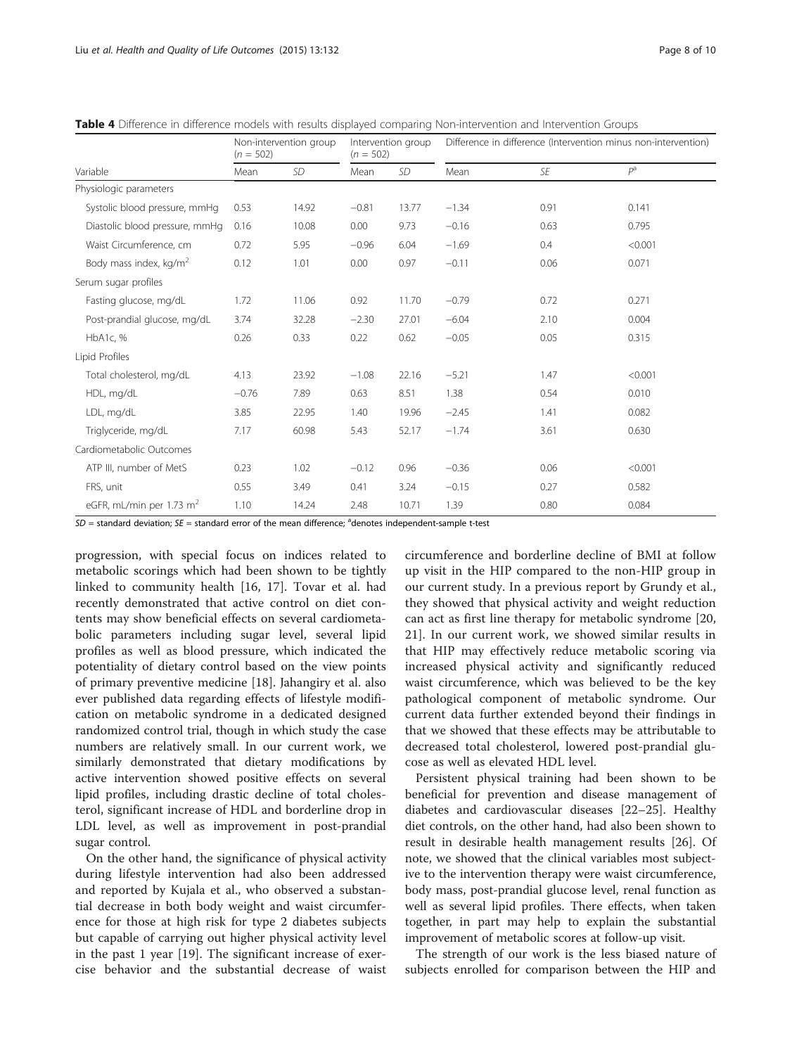**Table 4** Difference in difference models with results displayed comparing Non-intervention and Intervention Groups

| Variable | Non-intervention group ($n = 502$) | | Intervention group ($n = 502$) | | Difference in difference (Intervention minus non-intervention) | | |
|---|---|---|---|---|---|---|---|
| | Mean | *SD* | Mean | *SD* | Mean | *SE* | $P^a$ |
| Physiologic parameters | | | | | | | |
| Systolic blood pressure, mmHg | 0.53 | 14.92 | −0.81 | 13.77 | −1.34 | 0.91 | 0.141 |
| Diastolic blood pressure, mmHg | 0.16 | 10.08 | 0.00 | 9.73 | −0.16 | 0.63 | 0.795 |
| Waist Circumference, cm | 0.72 | 5.95 | −0.96 | 6.04 | −1.69 | 0.4 | <0.001 |
| Body mass index, kg/m$^2$ | 0.12 | 1.01 | 0.00 | 0.97 | −0.11 | 0.06 | 0.071 |
| Serum sugar profiles | | | | | | | |
| Fasting glucose, mg/dL | 1.72 | 11.06 | 0.92 | 11.70 | −0.79 | 0.72 | 0.271 |
| Post-prandial glucose, mg/dL | 3.74 | 32.28 | −2.30 | 27.01 | −6.04 | 2.10 | 0.004 |
| HbA1c, % | 0.26 | 0.33 | 0.22 | 0.62 | −0.05 | 0.05 | 0.315 |
| Lipid Profiles | | | | | | | |
| Total cholesterol, mg/dL | 4.13 | 23.92 | −1.08 | 22.16 | −5.21 | 1.47 | <0.001 |
| HDL, mg/dL | −0.76 | 7.89 | 0.63 | 8.51 | 1.38 | 0.54 | 0.010 |
| LDL, mg/dL | 3.85 | 22.95 | 1.40 | 19.96 | −2.45 | 1.41 | 0.082 |
| Triglyceride, mg/dL | 7.17 | 60.98 | 5.43 | 52.17 | −1.74 | 3.61 | 0.630 |
| Cardiometabolic Outcomes | | | | | | | |
| ATP III, number of MetS | 0.23 | 1.02 | −0.12 | 0.96 | −0.36 | 0.06 | <0.001 |
| FRS, unit | 0.55 | 3.49 | 0.41 | 3.24 | −0.15 | 0.27 | 0.582 |
| eGFR, mL/min per 1.73 m$^2$ | 1.10 | 14.24 | 2.48 | 10.71 | 1.39 | 0.80 | 0.084 |

*SD* = standard deviation; *SE* = standard error of the mean difference; [a]denotes independent-sample t-test

progression, with special focus on indices related to metabolic scorings which had been shown to be tightly linked to community health [16, 17]. Tovar et al. had recently demonstrated that active control on diet contents may show beneficial effects on several cardiometabolic parameters including sugar level, several lipid profiles as well as blood pressure, which indicated the potentiality of dietary control based on the view points of primary preventive medicine [18]. Jahangiry et al. also ever published data regarding effects of lifestyle modification on metabolic syndrome in a dedicated designed randomized control trial, though in which study the case numbers are relatively small. In our current work, we similarly demonstrated that dietary modifications by active intervention showed positive effects on several lipid profiles, including drastic decline of total cholesterol, significant increase of HDL and borderline drop in LDL level, as well as improvement in post-prandial sugar control.

On the other hand, the significance of physical activity during lifestyle intervention had also been addressed and reported by Kujala et al., who observed a substantial decrease in both body weight and waist circumference for those at high risk for type 2 diabetes subjects but capable of carrying out higher physical activity level in the past 1 year [19]. The significant increase of exercise behavior and the substantial decrease of waist circumference and borderline decline of BMI at follow up visit in the HIP compared to the non-HIP group in our current study. In a previous report by Grundy et al., they showed that physical activity and weight reduction can act as first line therapy for metabolic syndrome [20, 21]. In our current work, we showed similar results in that HIP may effectively reduce metabolic scoring via increased physical activity and significantly reduced waist circumference, which was believed to be the key pathological component of metabolic syndrome. Our current data further extended beyond their findings in that we showed that these effects may be attributable to decreased total cholesterol, lowered post-prandial glucose as well as elevated HDL level.

Persistent physical training had been shown to be beneficial for prevention and disease management of diabetes and cardiovascular diseases [22–25]. Healthy diet controls, on the other hand, had also been shown to result in desirable health management results [26]. Of note, we showed that the clinical variables most subjective to the intervention therapy were waist circumference, body mass, post-prandial glucose level, renal function as well as several lipid profiles. There effects, when taken together, in part may help to explain the substantial improvement of metabolic scores at follow-up visit.

The strength of our work is the less biased nature of subjects enrolled for comparison between the HIP and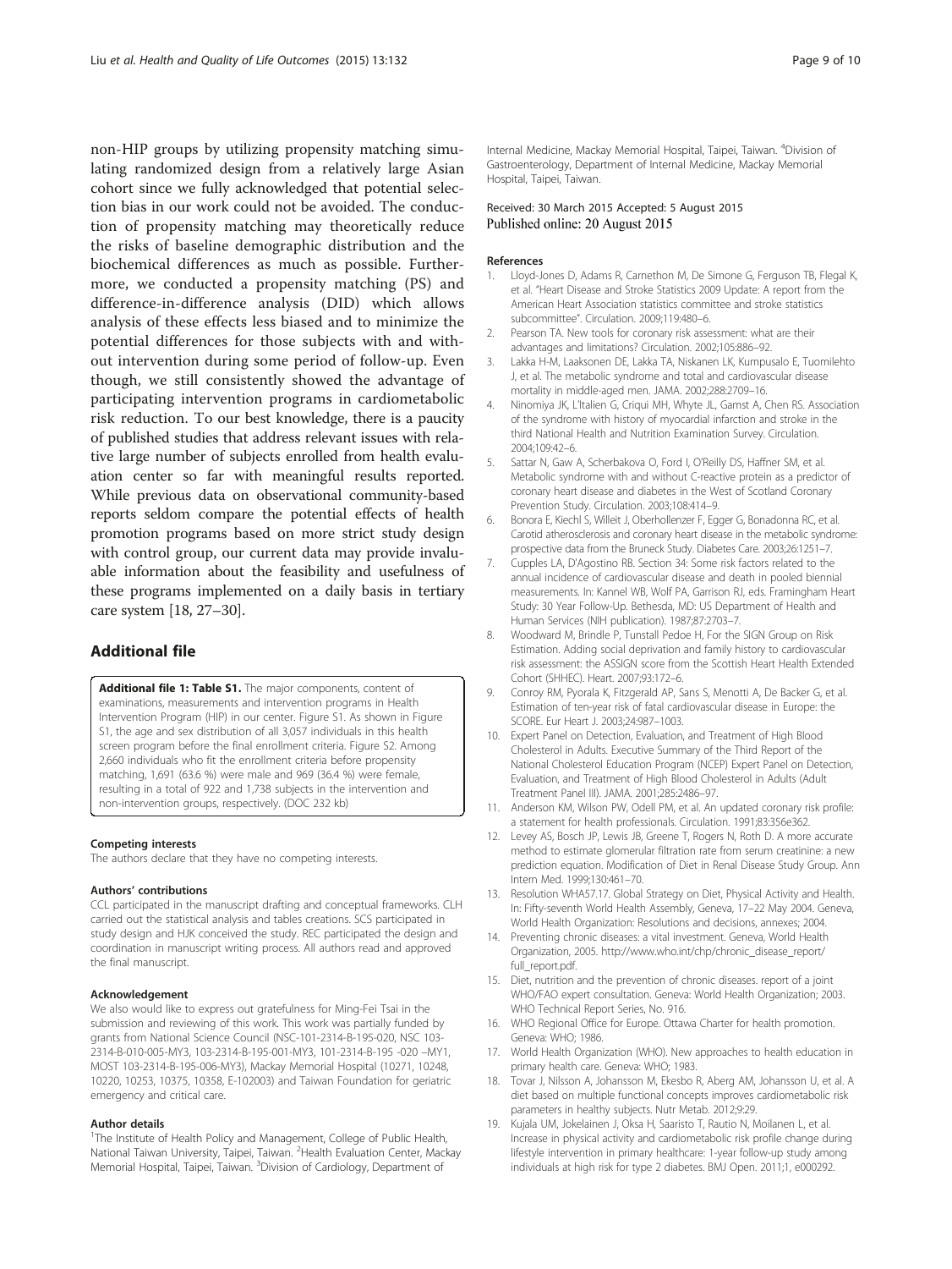non-HIP groups by utilizing propensity matching simulating randomized design from a relatively large Asian cohort since we fully acknowledged that potential selection bias in our work could not be avoided. The conduction of propensity matching may theoretically reduce the risks of baseline demographic distribution and the biochemical differences as much as possible. Furthermore, we conducted a propensity matching (PS) and difference-in-difference analysis (DID) which allows analysis of these effects less biased and to minimize the potential differences for those subjects with and without intervention during some period of follow-up. Even though, we still consistently showed the advantage of participating intervention programs in cardiometabolic risk reduction. To our best knowledge, there is a paucity of published studies that address relevant issues with relative large number of subjects enrolled from health evaluation center so far with meaningful results reported. While previous data on observational community-based reports seldom compare the potential effects of health promotion programs based on more strict study design with control group, our current data may provide invaluable information about the feasibility and usefulness of these programs implemented on a daily basis in tertiary care system [18, 27–30].

## Additional file

**Additional file 1: Table S1.** The major components, content of examinations, measurements and intervention programs in Health Intervention Program (HIP) in our center. Figure S1. As shown in Figure S1, the age and sex distribution of all 3,057 individuals in this health screen program before the final enrollment criteria. Figure S2. Among 2,660 individuals who fit the enrollment criteria before propensity matching, 1,691 (63.6 %) were male and 969 (36.4 %) were female, resulting in a total of 922 and 1,738 subjects in the intervention and non-intervention groups, respectively. (DOC 232 kb)

#### Competing interests
The authors declare that they have no competing interests.

#### Authors' contributions
CCL participated in the manuscript drafting and conceptual frameworks. CLH carried out the statistical analysis and tables creations. SCS participated in study design and HJK conceived the study. REC participated the design and coordination in manuscript writing process. All authors read and approved the final manuscript.

#### Acknowledgement
We also would like to express out gratefulness for Ming-Fei Tsai in the submission and reviewing of this work. This work was partially funded by grants from National Science Council (NSC-101-2314-B-195-020, NSC 103-2314-B-010-005-MY3, 103-2314-B-195-001-MY3, 101-2314-B-195 -020 –MY1, MOST 103-2314-B-195-006-MY3), Mackay Memorial Hospital (10271, 10248, 10220, 10253, 10375, 10358, E-102003) and Taiwan Foundation for geriatric emergency and critical care.

#### Author details
[1]The Institute of Health Policy and Management, College of Public Health, National Taiwan University, Taipei, Taiwan. [2]Health Evaluation Center, Mackay Memorial Hospital, Taipei, Taiwan. [3]Division of Cardiology, Department of Internal Medicine, Mackay Memorial Hospital, Taipei, Taiwan. [4]Division of Gastroenterology, Department of Internal Medicine, Mackay Memorial Hospital, Taipei, Taiwan.

Received: 30 March 2015 Accepted: 5 August 2015
Published online: 20 August 2015

#### References
1. Lloyd-Jones D, Adams R, Carnethon M, De Simone G, Ferguson TB, Flegal K, et al. "Heart Disease and Stroke Statistics 2009 Update: A report from the American Heart Association statistics committee and stroke statistics subcommittee". Circulation. 2009;119:480–6.
2. Pearson TA. New tools for coronary risk assessment: what are their advantages and limitations? Circulation. 2002;105:886–92.
3. Lakka H-M, Laaksonen DE, Lakka TA, Niskanen LK, Kumpusalo E, Tuomilehto J, et al. The metabolic syndrome and total and cardiovascular disease mortality in middle-aged men. JAMA. 2002;288:2709–16.
4. Ninomiya JK, L'Italien G, Criqui MH, Whyte JL, Gamst A, Chen RS. Association of the syndrome with history of myocardial infarction and stroke in the third National Health and Nutrition Examination Survey. Circulation. 2004;109:42–6.
5. Sattar N, Gaw A, Scherbakova O, Ford I, O'Reilly DS, Haffner SM, et al. Metabolic syndrome with and without C-reactive protein as a predictor of coronary heart disease and diabetes in the West of Scotland Coronary Prevention Study. Circulation. 2003;108:414–9.
6. Bonora E, Kiechl S, Willeit J, Oberhollenzer F, Egger G, Bonadonna RC, et al. Carotid atherosclerosis and coronary heart disease in the metabolic syndrome: prospective data from the Bruneck Study. Diabetes Care. 2003;26:1251–7.
7. Cupples LA, D'Agostino RB. Section 34: Some risk factors related to the annual incidence of cardiovascular disease and death in pooled biennial measurements. In: Kannel WB, Wolf PA, Garrison RJ, eds. Framingham Heart Study: 30 Year Follow-Up. Bethesda, MD: US Department of Health and Human Services (NIH publication). 1987;87:2703–7.
8. Woodward M, Brindle P, Tunstall Pedoe H, For the SIGN Group on Risk Estimation. Adding social deprivation and family history to cardiovascular risk assessment: the ASSIGN score from the Scottish Heart Health Extended Cohort (SHHEC). Heart. 2007;93:172–6.
9. Conroy RM, Pyorala K, Fitzgerald AP, Sans S, Menotti A, De Backer G, et al. Estimation of ten-year risk of fatal cardiovascular disease in Europe: the SCORE. Eur Heart J. 2003;24:987–1003.
10. Expert Panel on Detection, Evaluation, and Treatment of High Blood Cholesterol in Adults. Executive Summary of the Third Report of the National Cholesterol Education Program (NCEP) Expert Panel on Detection, Evaluation, and Treatment of High Blood Cholesterol in Adults (Adult Treatment Panel III). JAMA. 2001;285:2486–97.
11. Anderson KM, Wilson PW, Odell PM, et al. An updated coronary risk profile: a statement for health professionals. Circulation. 1991;83:356e362.
12. Levey AS, Bosch JP, Lewis JB, Greene T, Rogers N, Roth D. A more accurate method to estimate glomerular filtration rate from serum creatinine: a new prediction equation. Modification of Diet in Renal Disease Study Group. Ann Intern Med. 1999;130:461–70.
13. Resolution WHA57.17. Global Strategy on Diet, Physical Activity and Health. In: Fifty-seventh World Health Assembly, Geneva, 17–22 May 2004. Geneva, World Health Organization: Resolutions and decisions, annexes; 2004.
14. Preventing chronic diseases: a vital investment. Geneva, World Health Organization, 2005. http://www.who.int/chp/chronic_disease_report/full_report.pdf.
15. Diet, nutrition and the prevention of chronic diseases. report of a joint WHO/FAO expert consultation. Geneva: World Health Organization; 2003. WHO Technical Report Series, No. 916.
16. WHO Regional Office for Europe. Ottawa Charter for health promotion. Geneva: WHO; 1986.
17. World Health Organization (WHO). New approaches to health education in primary health care. Geneva: WHO; 1983.
18. Tovar J, Nilsson A, Johansson M, Ekesbo R, Aberg AM, Johansson U, et al. A diet based on multiple functional concepts improves cardiometabolic risk parameters in healthy subjects. Nutr Metab. 2012;9:29.
19. Kujala UM, Jokelainen J, Oksa H, Saaristo T, Rautio N, Moilanen L, et al. Increase in physical activity and cardiometabolic risk profile change during lifestyle intervention in primary healthcare: 1-year follow-up study among individuals at high risk for type 2 diabetes. BMJ Open. 2011;1, e000292.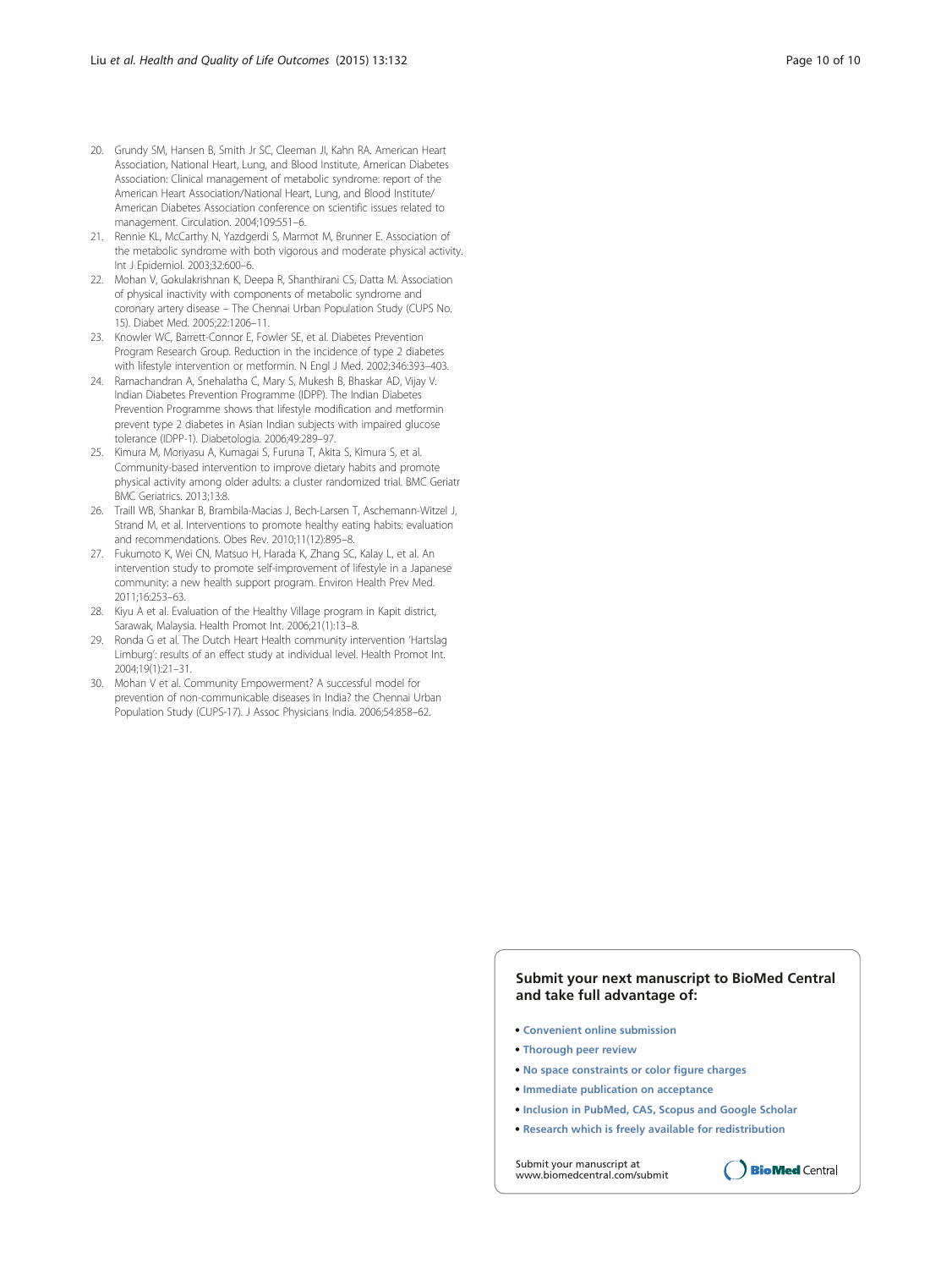20. Grundy SM, Hansen B, Smith Jr SC, Cleeman JI, Kahn RA. American Heart Association, National Heart, Lung, and Blood Institute, American Diabetes Association: Clinical management of metabolic syndrome: report of the American Heart Association/National Heart, Lung, and Blood Institute/ American Diabetes Association conference on scientific issues related to management. Circulation. 2004;109:551–6.
21. Rennie KL, McCarthy N, Yazdgerdi S, Marmot M, Brunner E. Association of the metabolic syndrome with both vigorous and moderate physical activity. Int J Epidemiol. 2003;32:600–6.
22. Mohan V, Gokulakrishnan K, Deepa R, Shanthirani CS, Datta M. Association of physical inactivity with components of metabolic syndrome and coronary artery disease – The Chennai Urban Population Study (CUPS No. 15). Diabet Med. 2005;22:1206–11.
23. Knowler WC, Barrett-Connor E, Fowler SE, et al. Diabetes Prevention Program Research Group. Reduction in the incidence of type 2 diabetes with lifestyle intervention or metformin. N Engl J Med. 2002;346:393–403.
24. Ramachandran A, Snehalatha C, Mary S, Mukesh B, Bhaskar AD, Vijay V. Indian Diabetes Prevention Programme (IDPP). The Indian Diabetes Prevention Programme shows that lifestyle modification and metformin prevent type 2 diabetes in Asian Indian subjects with impaired glucose tolerance (IDPP-1). Diabetologia. 2006;49:289–97.
25. Kimura M, Moriyasu A, Kumagai S, Furuna T, Akita S, Kimura S, et al. Community-based intervention to improve dietary habits and promote physical activity among older adults: a cluster randomized trial. BMC Geriatr BMC Geriatrics. 2013;13:8.
26. Traill WB, Shankar B, Brambila-Macias J, Bech-Larsen T, Aschemann-Witzel J, Strand M, et al. Interventions to promote healthy eating habits: evaluation and recommendations. Obes Rev. 2010;11(12):895–8.
27. Fukumoto K, Wei CN, Matsuo H, Harada K, Zhang SC, Kalay L, et al. An intervention study to promote self-improvement of lifestyle in a Japanese community: a new health support program. Environ Health Prev Med. 2011;16:253–63.
28. Kiyu A et al. Evaluation of the Healthy Village program in Kapit district, Sarawak, Malaysia. Health Promot Int. 2006;21(1):13–8.
29. Ronda G et al. The Dutch Heart Health community intervention 'Hartslag Limburg': results of an effect study at individual level. Health Promot Int. 2004;19(1):21–31.
30. Mohan V et al. Community Empowerment? A successful model for prevention of non-communicable diseases in India? the Chennai Urban Population Study (CUPS-17). J Assoc Physicians India. 2006;54:858–62.

**Submit your next manuscript to BioMed Central and take full advantage of:**

- **Convenient online submission**
- **Thorough peer review**
- **No space constraints or color figure charges**
- **Immediate publication on acceptance**
- **Inclusion in PubMed, CAS, Scopus and Google Scholar**
- **Research which is freely available for redistribution**

Submit your manuscript at
www.biomedcentral.com/submit

BioMed Central